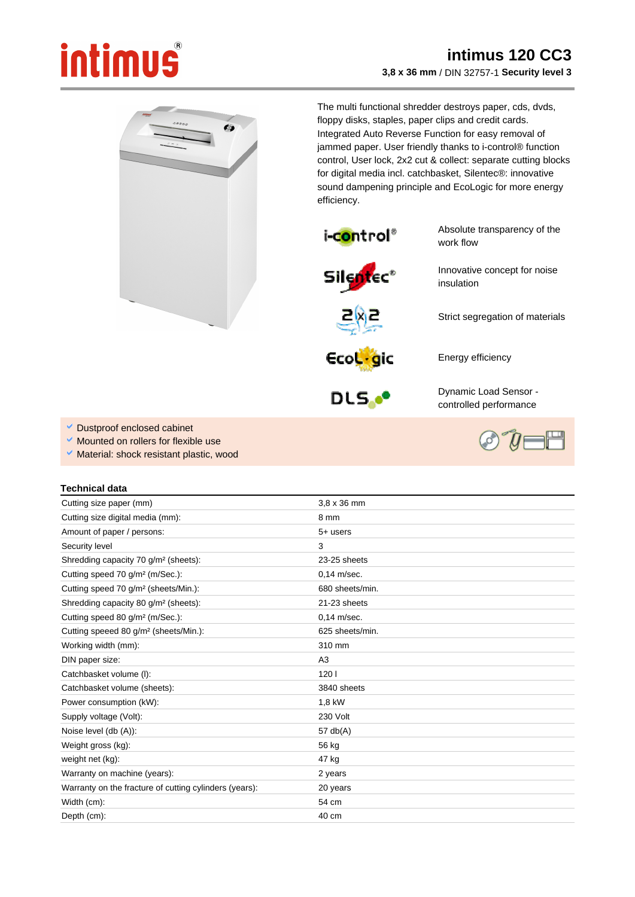# intimus 120 CC3

**3,8 x 36 mm** / DIN 32757-1 **Security level 3**

The multi functional shredder destroys paper, cds, dvds, floppy disks, staples, paper clips and credit cards. Integrated Auto Reverse Function for easy removal of jammed paper. User friendly thanks to i-control® function control, User lock, 2x2 cut & collect: separate cutting blocks for digital media incl. catchbasket, Silentec®: innovative sound dampening principle and EcoLogic for more energy efficiency.

| | |
|---|---|
| i-control® | Absolute transparency of the work flow |
| Silentec® | Innovative concept for noise insulation |
| 2x2 | Strict segregation of materials |
| EcoLogic | Energy efficiency |
| DLS | Dynamic Load Sensor - controlled performance |

- Dustproof enclosed cabinet
- Mounted on rollers for flexible use
- Material: shock resistant plastic, wood

## Technical data

| | |
|---|---|
| Cutting size paper (mm) | 3,8 x 36 mm |
| Cutting size digital media (mm): | 8 mm |
| Amount of paper / persons: | 5+ users |
| Security level | 3 |
| Shredding capacity 70 g/m² (sheets): | 23-25 sheets |
| Cutting speed 70 g/m² (m/Sec.): | 0,14 m/sec. |
| Cutting speed 70 g/m² (sheets/Min.): | 680 sheets/min. |
| Shredding capacity 80 g/m² (sheets): | 21-23 sheets |
| Cutting speed 80 g/m² (m/Sec.): | 0,14 m/sec. |
| Cutting speeed 80 g/m² (sheets/Min.): | 625 sheets/min. |
| Working width (mm): | 310 mm |
| DIN paper size: | A3 |
| Catchbasket volume (l): | 120 l |
| Catchbasket volume (sheets): | 3840 sheets |
| Power consumption (kW): | 1,8 kW |
| Supply voltage (Volt): | 230 Volt |
| Noise level (db (A)): | 57 db(A) |
| Weight gross (kg): | 56 kg |
| weight net (kg): | 47 kg |
| Warranty on machine (years): | 2 years |
| Warranty on the fracture of cutting cylinders (years): | 20 years |
| Width (cm): | 54 cm |
| Depth (cm): | 40 cm |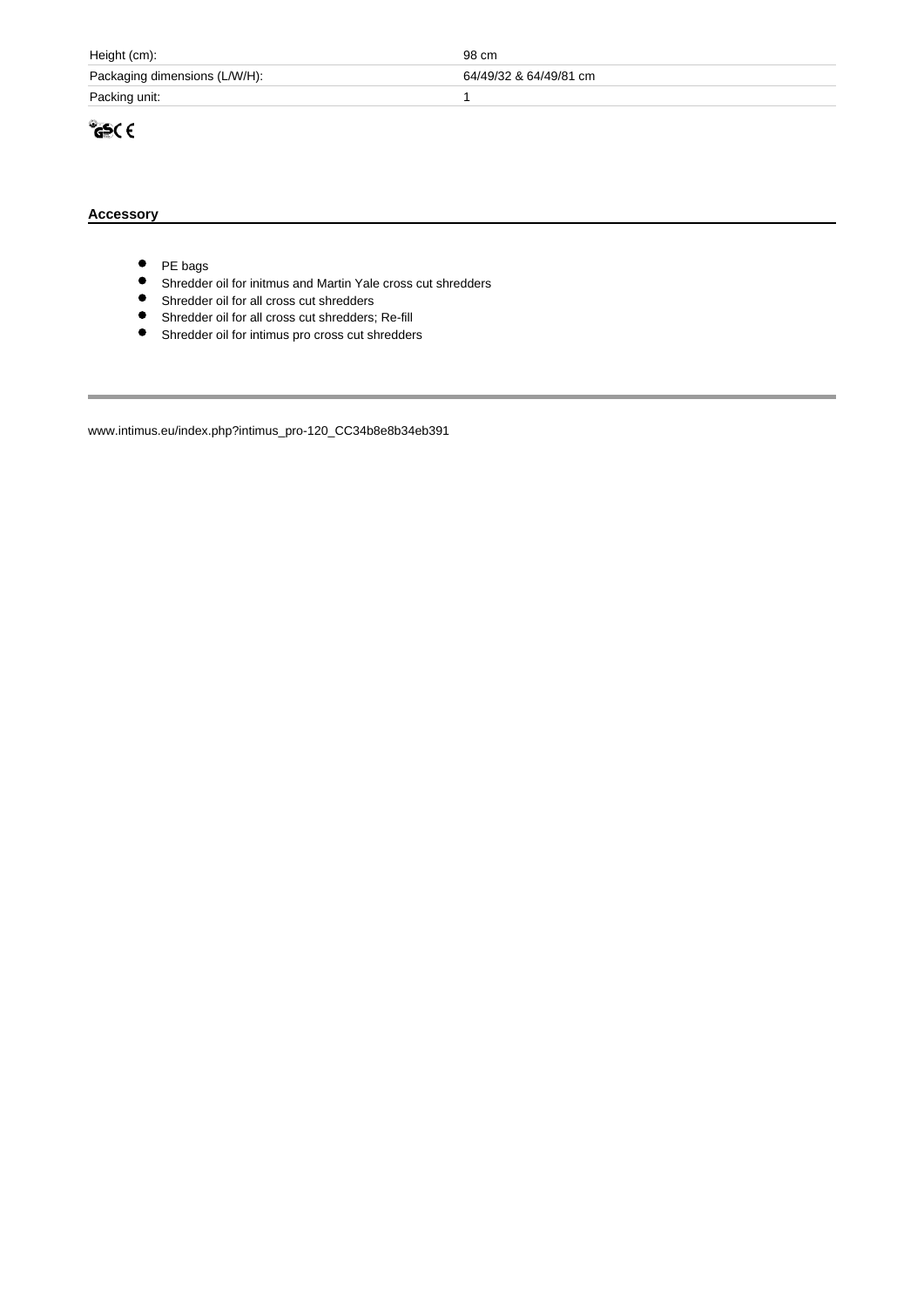| | |
|---|---|
| Height (cm): | 98 cm |
| Packaging dimensions (L/W/H): | 64/49/32 & 64/49/81 cm |
| Packing unit: | 1 |

**Accessory**

- PE bags
- Shredder oil for initmus and Martin Yale cross cut shredders
- Shredder oil for all cross cut shredders
- Shredder oil for all cross cut shredders; Re-fill
- Shredder oil for intimus pro cross cut shredders

www.intimus.eu/index.php?intimus_pro-120_CC34b8e8b34eb391